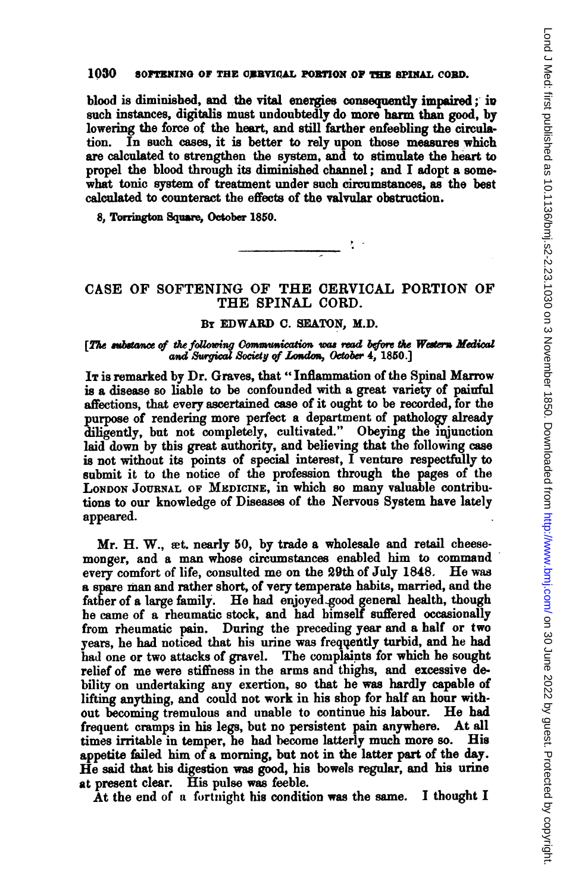blood is diminished, and the vital energies consequently impaired; in such instances, digitalis must undoubtedly do more harm than good, by lowering the force of the heart, and still farther enfeebling the circulation. In such cases, it is better to rely upon those measures which are calculated to strengthen the system, and to stimulate the heart to propel the blood through its diminished channel; and I adopt a somewhat tonic system of treatment under such circumstances, as the best calculated to counteract the effects of the valvular obstruction.

8, Torrington Square, October 1850.

---

## CASE OF SOFTENING OF THE CERVICAL PORTION OF THE SPINAL CORD.

### By EDWARD C. SEATON, M.D.

*[The substance of the following Communication was read before the Western Medical and Surgical Society of London, October 4, 1850.]*

It is remarked by Dr. Graves, that "Inflammation of the Spinal Marrow is a disease so liable to be confounded with a great variety of painful affections, that every ascertained case of it ought to be recorded, for the purpose of rendering more perfect a department of pathology already diligently, but not completely, cultivated." Obeying the injunction laid down by this great authority, and believing that the following case is not without its points of special interest, I venture respectfully to submit it to the notice of the profession through the pages of the London Journal of Medicine, in which so many valuable contributions to our knowledge of Diseases of the Nervous System have lately appeared.

Mr. H. W., æt. nearly 50, by trade a wholesale and retail cheesemonger, and a man whose circumstances enabled him to command every comfort of life, consulted me on the 29th of July 1848. He was a spare man and rather short, of very temperate habits, married, and the father of a large family. He had enjoyed good general health, though he came of a rheumatic stock, and had himself suffered occasionally from rheumatic pain. During the preceding year and a half or two years, he had noticed that his urine was frequently turbid, and he had had one or two attacks of gravel. The complaints for which he sought relief of me were stiffness in the arms and thighs, and excessive debility on undertaking any exertion, so that he was hardly capable of lifting anything, and could not work in his shop for half an hour without becoming tremulous and unable to continue his labour. He had frequent cramps in his legs, but no persistent pain anywhere. At all times irritable in temper, he had become latterly much more so. His appetite failed him of a morning, but not in the latter part of the day. He said that his digestion was good, his bowels regular, and his urine at present clear. His pulse was feeble.

At the end of a fortnight his condition was the same. I thought I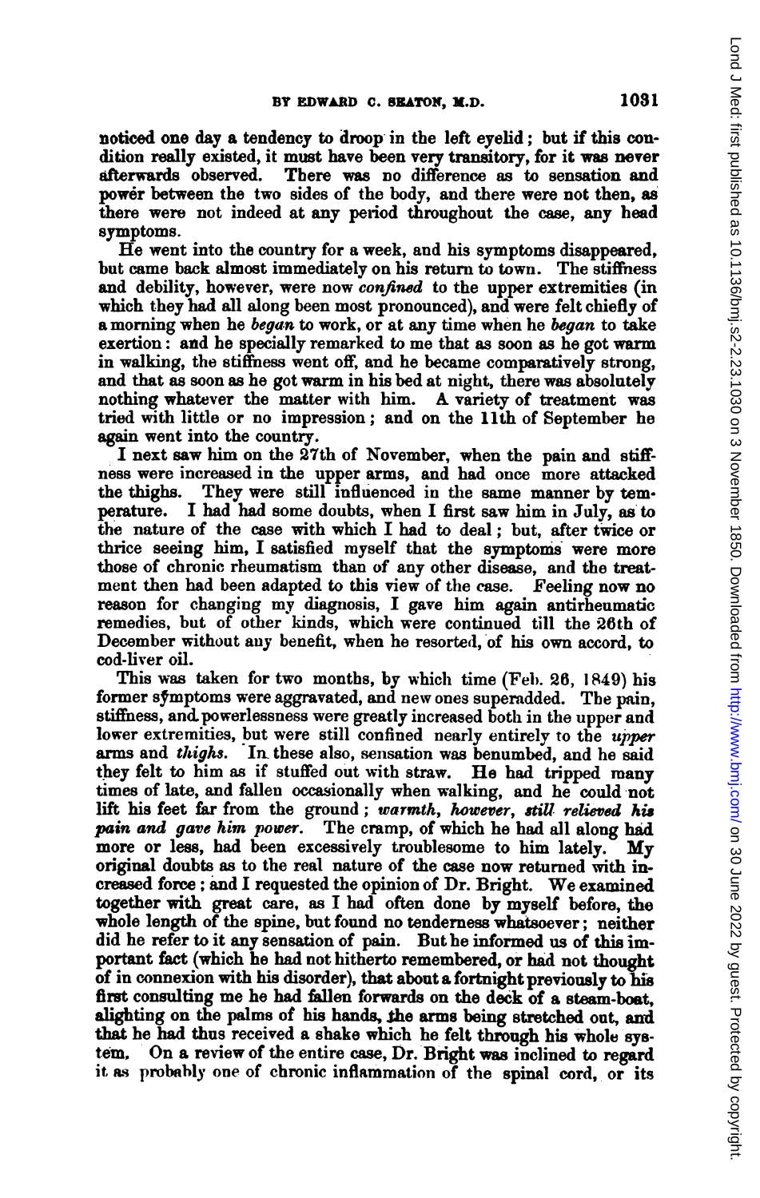noticed one day a tendency to droop in the left eyelid; but if this condition really existed, it must have been very transitory, for it was never afterwards observed. There was no difference as to sensation and power between the two sides of the body, and there were not then, as there were not indeed at any period throughout the case, any head symptoms.

He went into the country for a week, and his symptoms disappeared, but came back almost immediately on his return to town. The stiffness and debility, however, were now *confined* to the upper extremities (in which they had all along been most pronounced), and were felt chiefly of a morning when he *began* to work, or at any time when he *began* to take exertion: and he specially remarked to me that as soon as he got warm in walking, the stiffness went off, and he became comparatively strong, and that as soon as he got warm in his bed at night, there was absolutely nothing whatever the matter with him. A variety of treatment was tried with little or no impression; and on the 11th of September he again went into the country.

I next saw him on the 27th of November, when the pain and stiffness were increased in the upper arms, and had once more attacked the thighs. They were still influenced in the same manner by temperature. I had had some doubts, when I first saw him in July, as to the nature of the case with which I had to deal; but, after twice or thrice seeing him, I satisfied myself that the symptoms were more those of chronic rheumatism than of any other disease, and the treatment then had been adapted to this view of the case. Feeling now no reason for changing my diagnosis, I gave him again antirheumatic remedies, but of other kinds, which were continued till the 26th of December without any benefit, when he resorted, of his own accord, to cod-liver oil.

This was taken for two months, by which time (Feb. 26, 1849) his former symptoms were aggravated, and new ones superadded. The pain, stiffness, and powerlessness were greatly increased both in the upper and lower extremities, but were still confined nearly entirely to the *upper* arms and *thighs*. In these also, sensation was benumbed, and he said they felt to him as if stuffed out with straw. He had tripped many times of late, and fallen occasionally when walking, and he could not lift his feet far from the ground; *warmth, however, still relieved his pain and gave him power*. The cramp, of which he had all along had more or less, had been excessively troublesome to him lately. My original doubts as to the real nature of the case now returned with increased force; and I requested the opinion of Dr. Bright. We examined together with great care, as I had often done by myself before, the whole length of the spine, but found no tenderness whatsoever; neither did he refer to it any sensation of pain. But he informed us of this important fact (which he had not hitherto remembered, or had not thought of in connexion with his disorder), that about a fortnight previously to his first consulting me he had fallen forwards on the deck of a steam-boat, alighting on the palms of his hands, the arms being stretched out, and that he had thus received a shake which he felt through his whole system. On a review of the entire case, Dr. Bright was inclined to regard it as probably one of chronic inflammation of the spinal cord, or its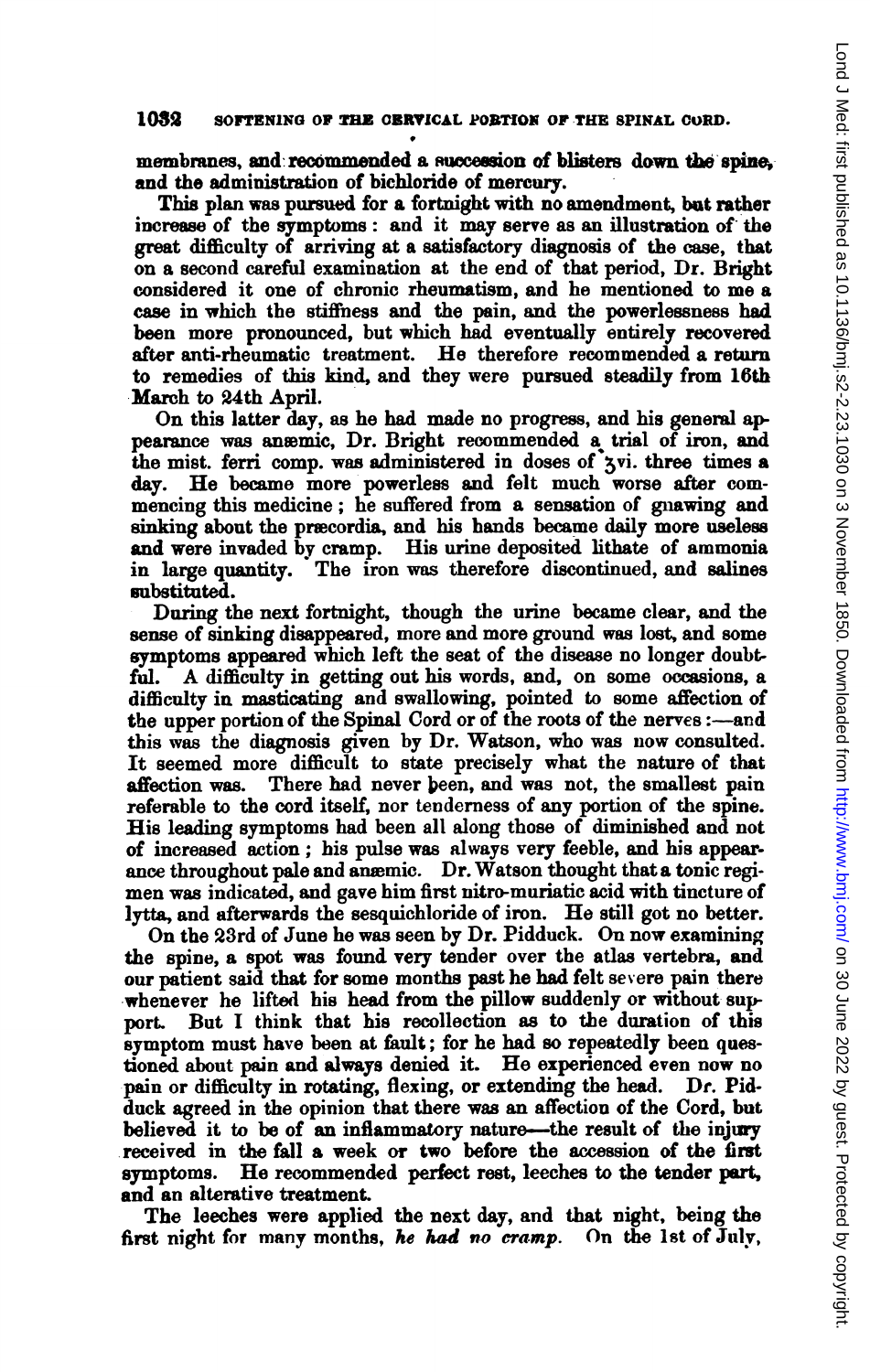membranes, and recommended a succession of blisters down the spine, and the administration of bichloride of mercury.

This plan was pursued for a fortnight with no amendment, but rather increase of the symptoms: and it may serve as an illustration of the great difficulty of arriving at a satisfactory diagnosis of the case, that on a second careful examination at the end of that period, Dr. Bright considered it one of chronic rheumatism, and he mentioned to me a case in which the stiffness and the pain, and the powerlessness had been more pronounced, but which had eventually entirely recovered after anti-rheumatic treatment. He therefore recommended a return to remedies of this kind, and they were pursued steadily from 16th March to 24th April.

On this latter day, as he had made no progress, and his general appearance was anæmic, Dr. Bright recommended a trial of iron, and the mist. ferri comp. was administered in doses of ℥vi. three times a day. He became more powerless and felt much worse after commencing this medicine; he suffered from a sensation of gnawing and sinking about the præcordia, and his hands became daily more useless and were invaded by cramp. His urine deposited lithate of ammonia in large quantity. The iron was therefore discontinued, and salines substituted.

During the next fortnight, though the urine became clear, and the sense of sinking disappeared, more and more ground was lost, and some symptoms appeared which left the seat of the disease no longer doubtful. A difficulty in getting out his words, and, on some occasions, a difficulty in masticating and swallowing, pointed to some affection of the upper portion of the Spinal Cord or of the roots of the nerves:—and this was the diagnosis given by Dr. Watson, who was now consulted. It seemed more difficult to state precisely what the nature of that affection was. There had never been, and was not, the smallest pain referable to the cord itself, nor tenderness of any portion of the spine. His leading symptoms had been all along those of diminished and not of increased action; his pulse was always very feeble, and his appearance throughout pale and anæmic. Dr. Watson thought that a tonic regimen was indicated, and gave him first nitro-muriatic acid with tincture of lytta, and afterwards the sesquichloride of iron. He still got no better.

On the 23rd of June he was seen by Dr. Pidduck. On now examining the spine, a spot was found very tender over the atlas vertebra, and our patient said that for some months past he had felt severe pain there whenever he lifted his head from the pillow suddenly or without support. But I think that his recollection as to the duration of this symptom must have been at fault; for he had so repeatedly been questioned about pain and always denied it. He experienced even now no pain or difficulty in rotating, flexing, or extending the head. Dr. Pidduck agreed in the opinion that there was an affection of the Cord, but believed it to be of an inflammatory nature—the result of the injury received in the fall a week or two before the accession of the first symptoms. He recommended perfect rest, leeches to the tender part, and an alterative treatment.

The leeches were applied the next day, and that night, being the first night for many months, *he had no cramp*. On the 1st of July,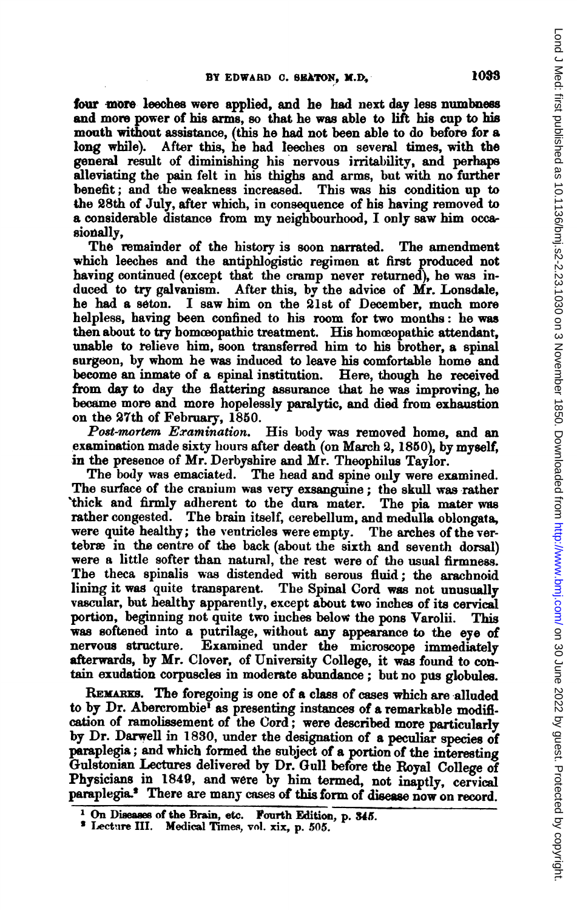four more leeches were applied, and he had next day less numbness and more power of his arms, so that he was able to lift his cup to his mouth without assistance, (this he had not been able to do before for a long while). After this, he had leeches on several times, with the general result of diminishing his nervous irritability, and perhaps alleviating the pain felt in his thighs and arms, but with no further benefit; and the weakness increased. This was his condition up to the 28th of July, after which, in consequence of his having removed to a considerable distance from my neighbourhood, I only saw him occasionally,

The remainder of the history is soon narrated. The amendment which leeches and the antiphlogistic regimen at first produced not having continued (except that the cramp never returned), he was induced to try galvanism. After this, by the advice of Mr. Lonsdale, he had a seton. I saw him on the 21st of December, much more helpless, having been confined to his room for two months: he was then about to try homœopathic treatment. His homœopathic attendant, unable to relieve him, soon transferred him to his brother, a spinal surgeon, by whom he was induced to leave his comfortable home and become an inmate of a spinal institution. Here, though he received from day to day the flattering assurance that he was improving, he became more and more hopelessly paralytic, and died from exhaustion on the 27th of February, 1850.

*Post-mortem Examination.* His body was removed home, and an examination made sixty hours after death (on March 2, 1850), by myself, in the presence of Mr. Derbyshire and Mr. Theophilus Taylor.

The body was emaciated. The head and spine only were examined. The surface of the cranium was very exsanguine; the skull was rather thick and firmly adherent to the dura mater. The pia mater was rather congested. The brain itself, cerebellum, and medulla oblongata, were quite healthy; the ventricles were empty. The arches of the vertebræ in the centre of the back (about the sixth and seventh dorsal) were a little softer than natural, the rest were of the usual firmness. The theca spinalis was distended with serous fluid; the arachnoid lining it was quite transparent. The Spinal Cord was not unusually vascular, but healthy apparently, except about two inches of its cervical portion, beginning not quite two inches below the pons Varolii. This was softened into a putrilage, without any appearance to the eye of nervous structure. Examined under the microscope immediately afterwards, by Mr. Clover, of University College, it was found to contain exudation corpuscles in moderate abundance; but no pus globules.

REMARKS. The foregoing is one of a class of cases which are alluded to by Dr. Abercrombie[1] as presenting instances of a remarkable modification of ramolissement of the Cord; were described more particularly by Dr. Darwell in 1830, under the designation of a peculiar species of paraplegia; and which formed the subject of a portion of the interesting Gulstonian Lectures delivered by Dr. Gull before the Royal College of Physicians in 1849, and were by him termed, not inaptly, cervical paraplegia.[2] There are many cases of this form of disease now on record.

[1] On Diseases of the Brain, etc. Fourth Edition, p. 345.

[2] Lecture III. Medical Times, vol. xix, p. 505.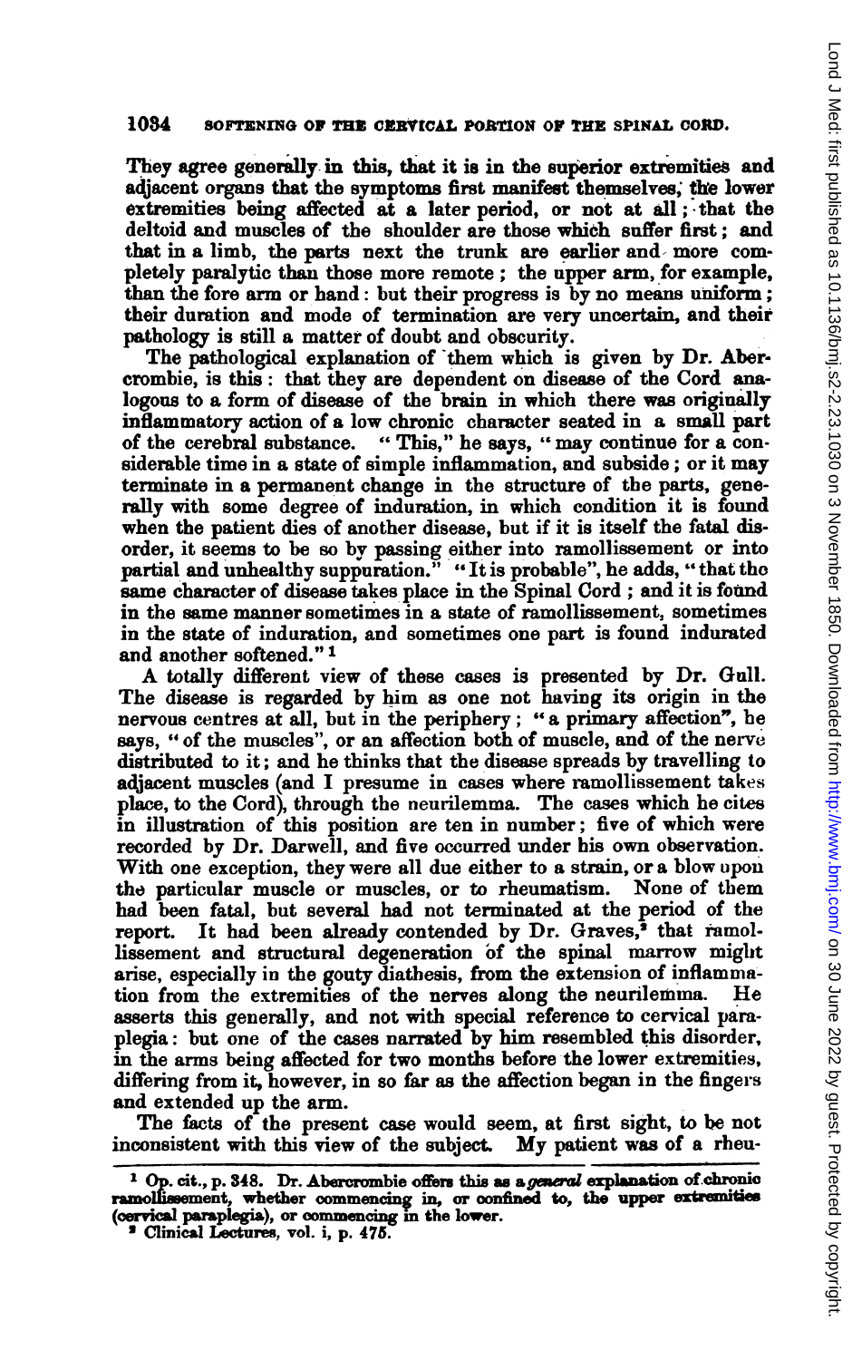They agree generally in this, that it is in the superior extremities and adjacent organs that the symptoms first manifest themselves, the lower extremities being affected at a later period, or not at all; that the deltoid and muscles of the shoulder are those which suffer first; and that in a limb, the parts next the trunk are earlier and more completely paralytic than those more remote; the upper arm, for example, than the fore arm or hand: but their progress is by no means uniform; their duration and mode of termination are very uncertain, and their pathology is still a matter of doubt and obscurity.

The pathological explanation of them which is given by Dr. Abercrombie, is this: that they are dependent on disease of the Cord analogous to a form of disease of the brain in which there was originally inflammatory action of a low chronic character seated in a small part of the cerebral substance. "This," he says, "may continue for a considerable time in a state of simple inflammation, and subside; or it may terminate in a permanent change in the structure of the parts, generally with some degree of induration, in which condition it is found when the patient dies of another disease, but if it is itself the fatal disorder, it seems to be so by passing either into ramollissement or into partial and unhealthy suppuration." "It is probable", he adds, "that the same character of disease takes place in the Spinal Cord; and it is found in the same manner sometimes in a state of ramollissement, sometimes in the state of induration, and sometimes one part is found indurated and another softened." [1]

A totally different view of these cases is presented by Dr. Gull. The disease is regarded by him as one not having its origin in the nervous centres at all, but in the periphery; "a primary affection", he says, "of the muscles", or an affection both of muscle, and of the nerve distributed to it; and he thinks that the disease spreads by travelling to adjacent muscles (and I presume in cases where ramollissement takes place, to the Cord), through the neurilemma. The cases which he cites in illustration of this position are ten in number; five of which were recorded by Dr. Darwell, and five occurred under his own observation. With one exception, they were all due either to a strain, or a blow upon the particular muscle or muscles, or to rheumatism. None of them had been fatal, but several had not terminated at the period of the report. It had been already contended by Dr. Graves, [2] that ramollissement and structural degeneration of the spinal marrow might arise, especially in the gouty diathesis, from the extension of inflammation from the extremities of the nerves along the neurilemma. He asserts this generally, and not with special reference to cervical paraplegia: but one of the cases narrated by him resembled this disorder, in the arms being affected for two months before the lower extremities, differing from it, however, in so far as the affection began in the fingers and extended up the arm.

The facts of the present case would seem, at first sight, to be not inconsistent with this view of the subject. My patient was of a rheu-

---

[1] Op. cit., p. 348. Dr. Abercrombie offers this as a *general* explanation of chronic ramollissement, whether commencing in, or confined to, the upper extremities (cervical paraplegia), or commencing in the lower.

[2] Clinical Lectures, vol. i, p. 475.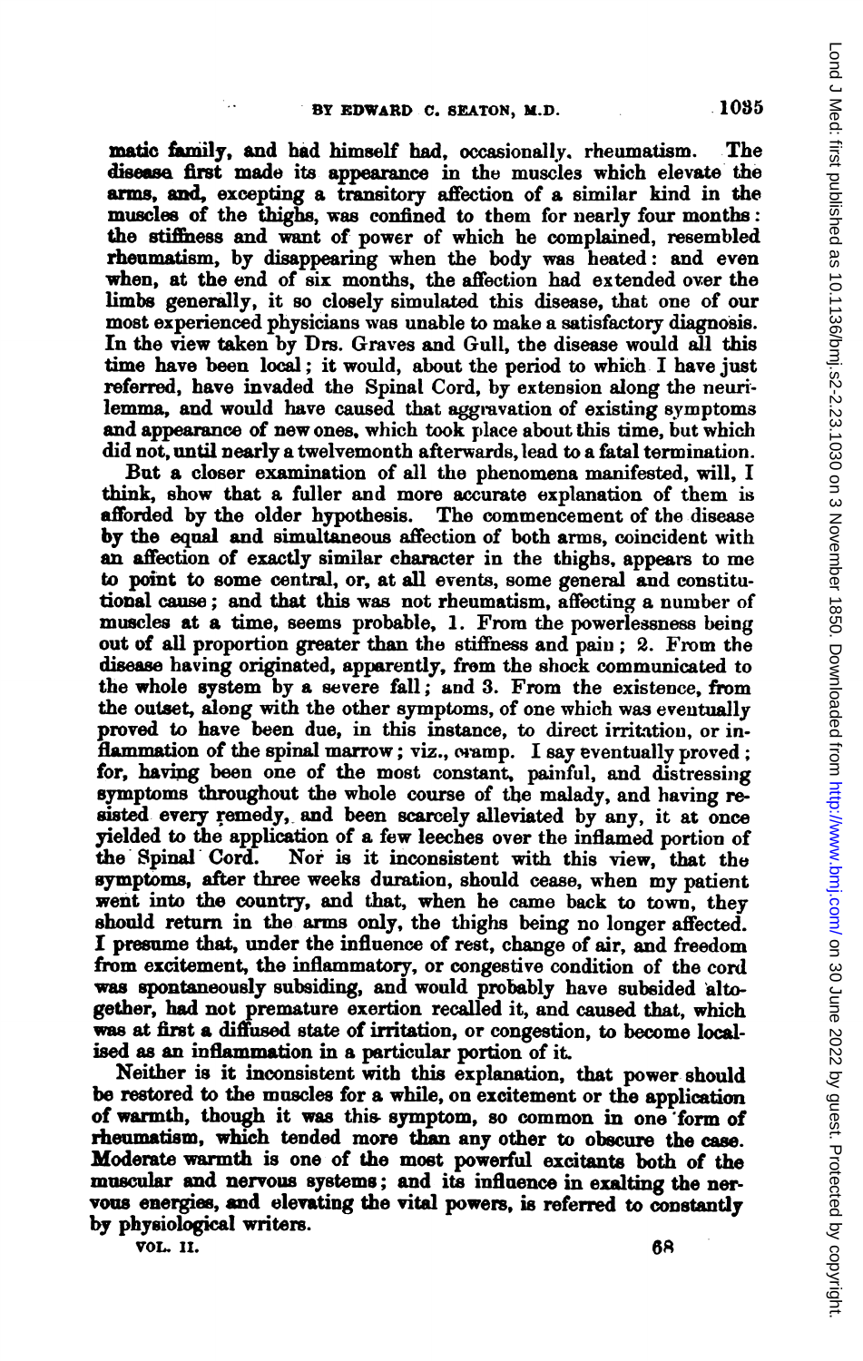matic family, and had himself had, occasionally, rheumatism. The disease first made its appearance in the muscles which elevate the arms, and, excepting a transitory affection of a similar kind in the muscles of the thighs, was confined to them for nearly four months: the stiffness and want of power of which he complained, resembled rheumatism, by disappearing when the body was heated: and even when, at the end of six months, the affection had extended over the limbs generally, it so closely simulated this disease, that one of our most experienced physicians was unable to make a satisfactory diagnosis. In the view taken by Drs. Graves and Gull, the disease would all this time have been local; it would, about the period to which I have just referred, have invaded the Spinal Cord, by extension along the neurilemma, and would have caused that aggravation of existing symptoms and appearance of new ones, which took place about this time, but which did not, until nearly a twelvemonth afterwards, lead to a fatal termination.

But a closer examination of all the phenomena manifested, will, I think, show that a fuller and more accurate explanation of them is afforded by the older hypothesis. The commencement of the disease by the equal and simultaneous affection of both arms, coincident with an affection of exactly similar character in the thighs, appears to me to point to some central, or, at all events, some general and constitutional cause; and that this was not rheumatism, affecting a number of muscles at a time, seems probable, 1. From the powerlessness being out of all proportion greater than the stiffness and pain; 2. From the disease having originated, apparently, from the shock communicated to the whole system by a severe fall; and 3. From the existence, from the outset, along with the other symptoms, of one which was eventually proved to have been due, in this instance, to direct irritation, or inflammation of the spinal marrow; viz., cramp. I say eventually proved; for, having been one of the most constant, painful, and distressing symptoms throughout the whole course of the malady, and having resisted every remedy, and been scarcely alleviated by any, it at once yielded to the application of a few leeches over the inflamed portion of the Spinal Cord. Nor is it inconsistent with this view, that the symptoms, after three weeks duration, should cease, when my patient went into the country, and that, when he came back to town, they should return in the arms only, the thighs being no longer affected. I presume that, under the influence of rest, change of air, and freedom from excitement, the inflammatory, or congestive condition of the cord was spontaneously subsiding, and would probably have subsided altogether, had not premature exertion recalled it, and caused that, which was at first a diffused state of irritation, or congestion, to become localised as an inflammation in a particular portion of it.

Neither is it inconsistent with this explanation, that power should be restored to the muscles for a while, on excitement or the application of warmth, though it was this symptom, so common in one form of rheumatism, which tended more than any other to obscure the case. Moderate warmth is one of the most powerful excitants both of the muscular and nervous systems; and its influence in exalting the nervous energies, and elevating the vital powers, is referred to constantly by physiological writers.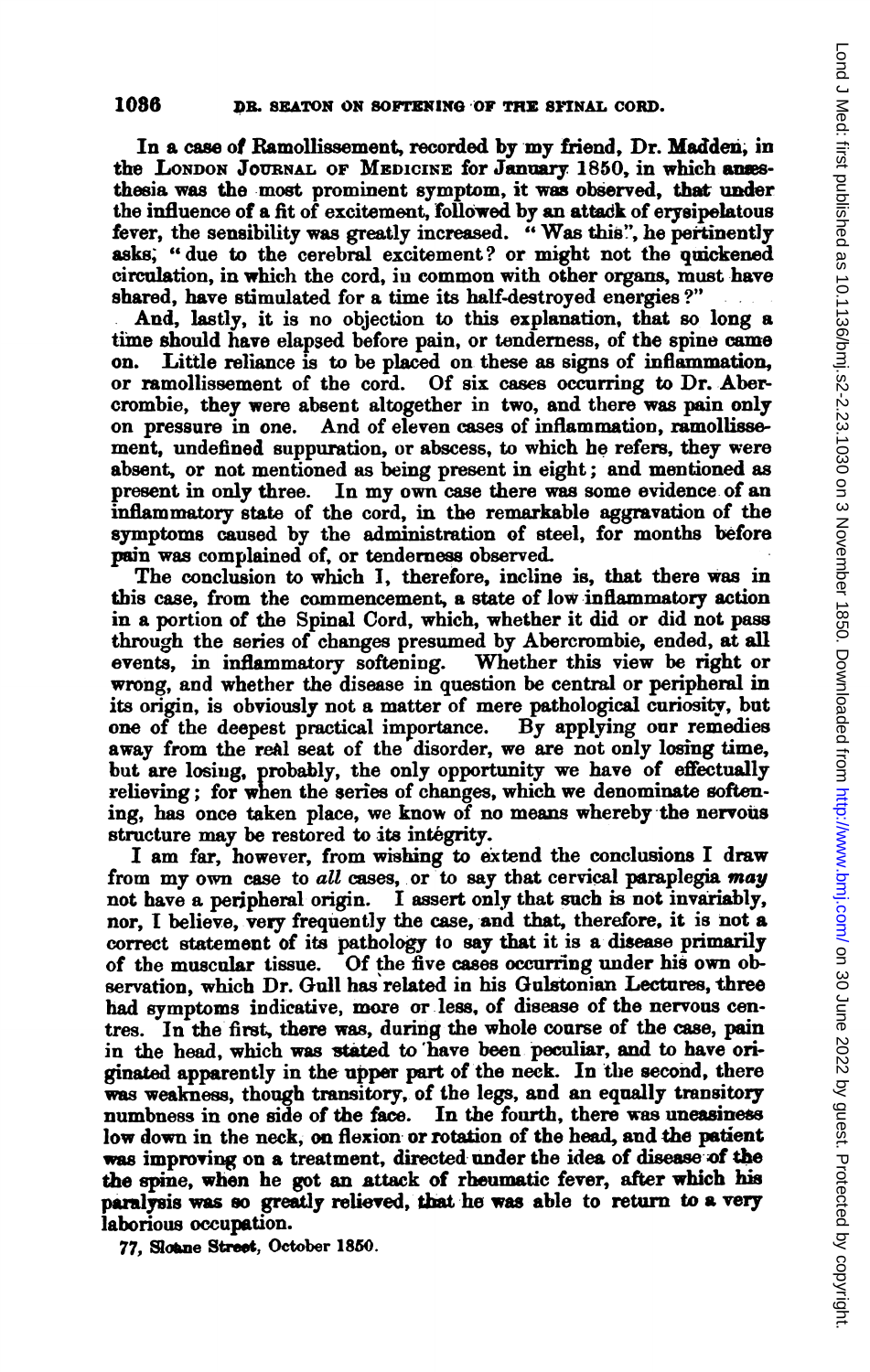In a case of Ramollissement, recorded by my friend, Dr. Madden, in the LONDON JOURNAL OF MEDICINE for January 1850, in which anæsthesia was the most prominent symptom, it was observed, that under the influence of a fit of excitement, followed by an attack of erysipelatous fever, the sensibility was greatly increased. "Was this", he pertinently asks, "due to the cerebral excitement? or might not the quickened circulation, in which the cord, in common with other organs, must have shared, have stimulated for a time its half-destroyed energies?"

And, lastly, it is no objection to this explanation, that so long a time should have elapsed before pain, or tenderness, of the spine came on. Little reliance is to be placed on these as signs of inflammation, or ramollissement of the cord. Of six cases occurring to Dr. Abercrombie, they were absent altogether in two, and there was pain only on pressure in one. And of eleven cases of inflammation, ramollissement, undefined suppuration, or abscess, to which he refers, they were absent, or not mentioned as being present in eight; and mentioned as present in only three. In my own case there was some evidence of an inflammatory state of the cord, in the remarkable aggravation of the symptoms caused by the administration of steel, for months before pain was complained of, or tenderness observed.

The conclusion to which I, therefore, incline is, that there was in this case, from the commencement, a state of low inflammatory action in a portion of the Spinal Cord, which, whether it did or did not pass through the series of changes presumed by Abercrombie, ended, at all events, in inflammatory softening. Whether this view be right or wrong, and whether the disease in question be central or peripheral in its origin, is obviously not a matter of mere pathological curiosity, but one of the deepest practical importance. By applying our remedies away from the real seat of the disorder, we are not only losing time, but are losing, probably, the only opportunity we have of effectually relieving; for when the series of changes, which we denominate softening, has once taken place, we know of no means whereby the nervous structure may be restored to its intégrity.

I am far, however, from wishing to extend the conclusions I draw from my own case to *all* cases, or to say that cervical paraplegia *may* not have a peripheral origin. I assert only that such is not invariably, nor, I believe, very frequently the case, and that, therefore, it is not a correct statement of its pathology to say that it is a disease primarily of the muscular tissue. Of the five cases occurring under his own observation, which Dr. Gull has related in his Gulstonian Lectures, three had symptoms indicative, more or less, of disease of the nervous centres. In the first, there was, during the whole course of the case, pain in the head, which was stated to have been peculiar, and to have originated apparently in the upper part of the neck. In the second, there was weakness, though transitory, of the legs, and an equally transitory numbness in one side of the face. In the fourth, there was uneasiness low down in the neck, on flexion or rotation of the head, and the patient was improving on a treatment, directed under the idea of disease of the the spine, when he got an attack of rheumatic fever, after which his paralysis was so greatly relieved, that he was able to return to a very laborious occupation.

77, Sloane Street, October 1850.